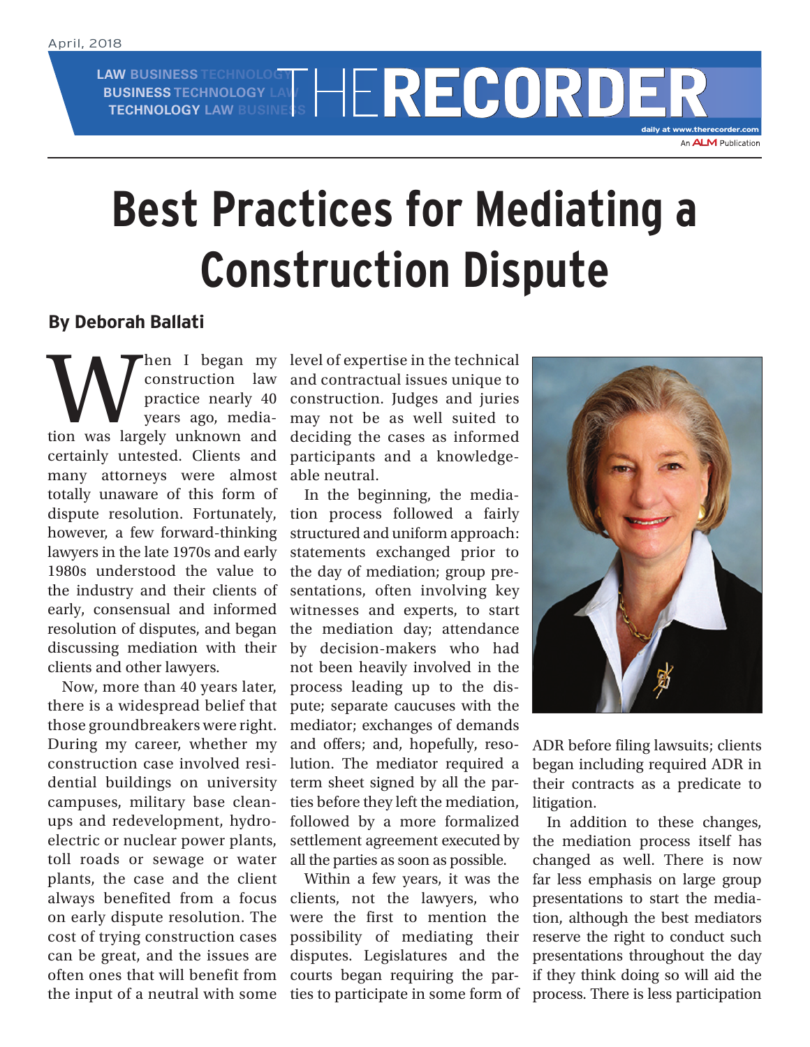# Best Practices for Mediating a Construction Dispute

**By Deborah Ballati**

When I began my construction law practice nearly 40 years ago, mediation was largely unknown and certainly untested. Clients and many attorneys were almost totally unaware of this form of dispute resolution. Fortunately, however, a few forward-thinking lawyers in the late 1970s and early 1980s understood the value to the industry and their clients of early, consensual and informed resolution of disputes, and began discussing mediation with their clients and other lawyers.

Now, more than 40 years later, there is a widespread belief that those groundbreakers were right. During my career, whether my construction case involved residential buildings on university campuses, military base cleanups and redevelopment, hydroelectric or nuclear power plants, toll roads or sewage or water plants, the case and the client always benefited from a focus on early dispute resolution. The cost of trying construction cases can be great, and the issues are often ones that will benefit from the input of a neutral with some level of expertise in the technical and contractual issues unique to construction. Judges and juries may not be as well suited to deciding the cases as informed participants and a knowledgeable neutral.

In the beginning, the mediation process followed a fairly structured and uniform approach: statements exchanged prior to the day of mediation; group presentations, often involving key witnesses and experts, to start the mediation day; attendance by decision-makers who had not been heavily involved in the process leading up to the dispute; separate caucuses with the mediator; exchanges of demands and offers; and, hopefully, resolution. The mediator required a term sheet signed by all the parties before they left the mediation, followed by a more formalized settlement agreement executed by all the parties as soon as possible.

Within a few years, it was the clients, not the lawyers, who were the first to mention the possibility of mediating their disputes. Legislatures and the courts began requiring the parties to participate in some form of ADR before filing lawsuits; clients began including required ADR in their contracts as a predicate to litigation.

In addition to these changes, the mediation process itself has changed as well. There is now far less emphasis on large group presentations to start the mediation, although the best mediators reserve the right to conduct such presentations throughout the day if they think doing so will aid the process. There is less participation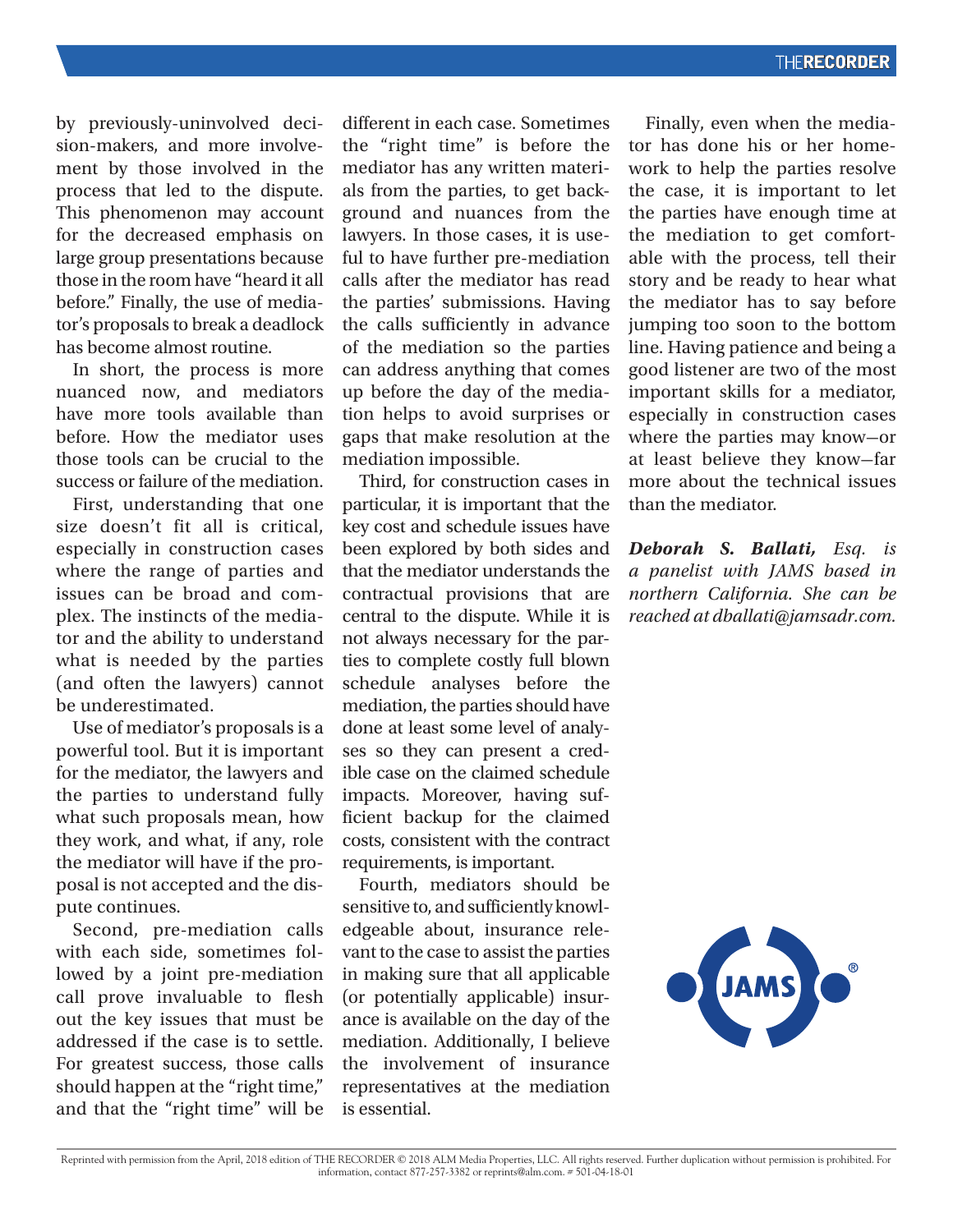by previously-uninvolved decision-makers, and more involvement by those involved in the process that led to the dispute. This phenomenon may account for the decreased emphasis on large group presentations because those in the room have "heard it all before." Finally, the use of mediator's proposals to break a deadlock has become almost routine.

In short, the process is more nuanced now, and mediators have more tools available than before. How the mediator uses those tools can be crucial to the success or failure of the mediation.

First, understanding that one size doesn't fit all is critical, especially in construction cases where the range of parties and issues can be broad and complex. The instincts of the mediator and the ability to understand what is needed by the parties (and often the lawyers) cannot be underestimated.

Use of mediator's proposals is a powerful tool. But it is important for the mediator, the lawyers and the parties to understand fully what such proposals mean, how they work, and what, if any, role the mediator will have if the proposal is not accepted and the dispute continues.

Second, pre-mediation calls with each side, sometimes followed by a joint pre-mediation call prove invaluable to flesh out the key issues that must be addressed if the case is to settle. For greatest success, those calls should happen at the "right time," and that the "right time" will be different in each case. Sometimes the "right time" is before the mediator has any written materials from the parties, to get background and nuances from the lawyers. In those cases, it is useful to have further pre-mediation calls after the mediator has read the parties' submissions. Having the calls sufficiently in advance of the mediation so the parties can address anything that comes up before the day of the mediation helps to avoid surprises or gaps that make resolution at the mediation impossible.

Third, for construction cases in particular, it is important that the key cost and schedule issues have been explored by both sides and that the mediator understands the contractual provisions that are central to the dispute. While it is not always necessary for the parties to complete costly full blown schedule analyses before the mediation, the parties should have done at least some level of analyses so they can present a credible case on the claimed schedule impacts. Moreover, having sufficient backup for the claimed costs, consistent with the contract requirements, is important.

Fourth, mediators should be sensitive to, and sufficiently knowledgeable about, insurance relevant to the case to assist the parties in making sure that all applicable (or potentially applicable) insurance is available on the day of the mediation. Additionally, I believe the involvement of insurance representatives at the mediation is essential.

Finally, even when the mediator has done his or her homework to help the parties resolve the case, it is important to let the parties have enough time at the mediation to get comfortable with the process, tell their story and be ready to hear what the mediator has to say before jumping too soon to the bottom line. Having patience and being a good listener are two of the most important skills for a mediator, especially in construction cases where the parties may know—or at least believe they know—far more about the technical issues than the mediator.

***Deborah S. Ballati,*** *Esq. is a panelist with JAMS based in northern California. She can be reached at dballati@jamsadr.com.*

JAMS®

Reprinted with permission from the April, 2018 edition of THE RECORDER © 2018 ALM Media Properties, LLC. All rights reserved. Further duplication without permission is prohibited. For information, contact 877-257-3382 or reprints@alm.com. # 501-04-18-01